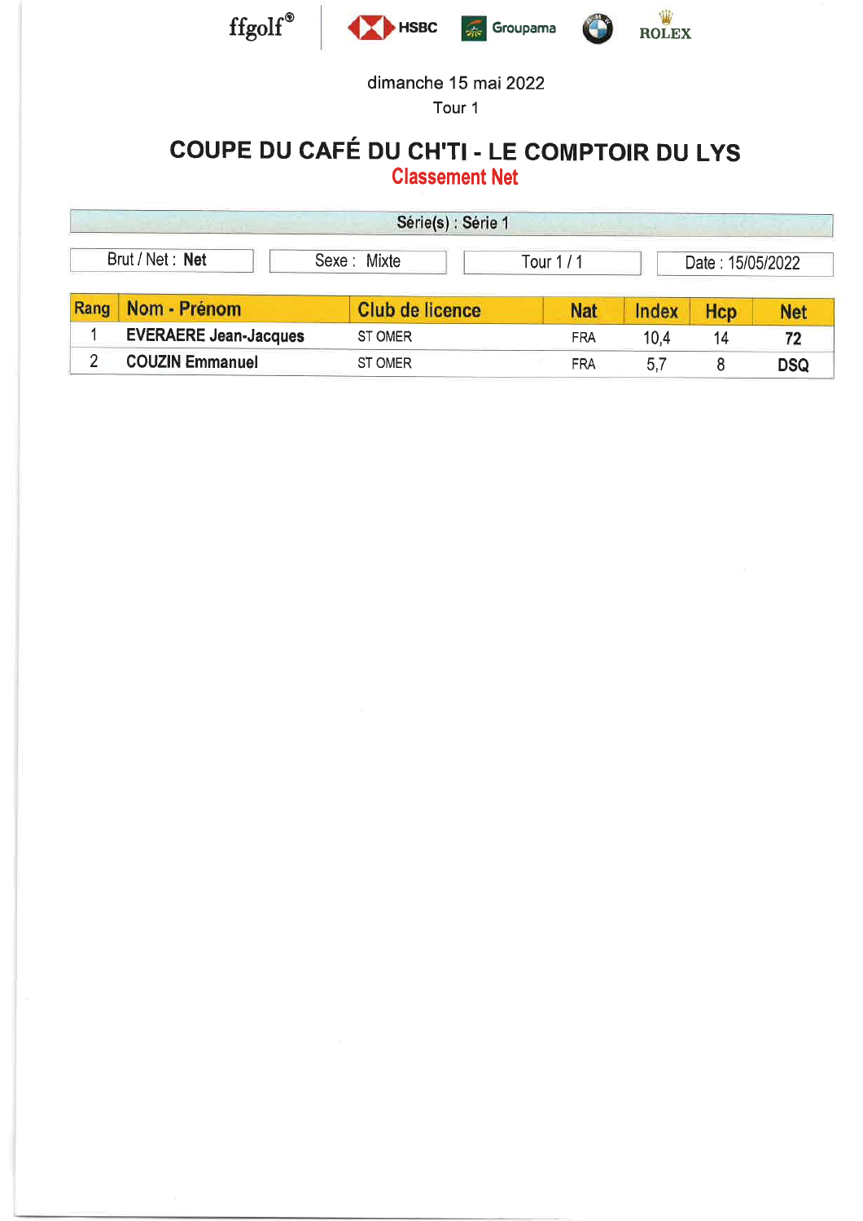ffgolf® HSBC Groupama ROLEX

dimanche 15 mai 2022

Tour 1

# COUPE DU CAFÉ DU CH'TI - LE COMPTOIR DU LYS

## Classement Net

**Série(s) : Série 1**

| Brut / Net : **Net** | Sexe : Mixte | Tour 1 / 1 | Date : 15/05/2022 |
|---|---|---|---|

| Rang | Nom - Prénom | Club de licence | Nat | Index | Hcp | Net |
|---|---|---|---|---|---|---|
| 1 | **EVERAERE Jean-Jacques** | ST OMER | FRA | 10,4 | 14 | **72** |
| 2 | **COUZIN Emmanuel** | ST OMER | FRA | 5,7 | 8 | **DSQ** |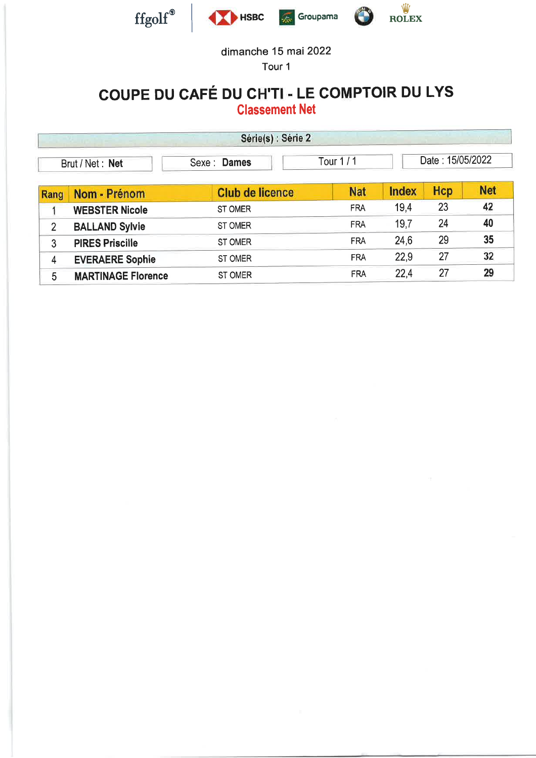ffgolf® | HSBC | Groupama | ROLEX

dimanche 15 mai 2022

Tour 1

# COUPE DU CAFÉ DU CH'TI - LE COMPTOIR DU LYS

## Classement Net

**Série(s) : Série 2**

| Brut / Net : **Net** | Sexe : **Dames** | Tour 1 / 1 | Date : 15/05/2022 |
|---|---|---|---|

| Rang | Nom - Prénom | Club de licence | Nat | Index | Hcp | Net |
|---|---|---|---|---|---|---|
| 1 | **WEBSTER Nicole** | ST OMER | FRA | 19,4 | 23 | **42** |
| 2 | **BALLAND Sylvie** | ST OMER | FRA | 19,7 | 24 | **40** |
| 3 | **PIRES Priscille** | ST OMER | FRA | 24,6 | 29 | **35** |
| 4 | **EVERAERE Sophie** | ST OMER | FRA | 22,9 | 27 | **32** |
| 5 | **MARTINAGE Florence** | ST OMER | FRA | 22,4 | 27 | **29** |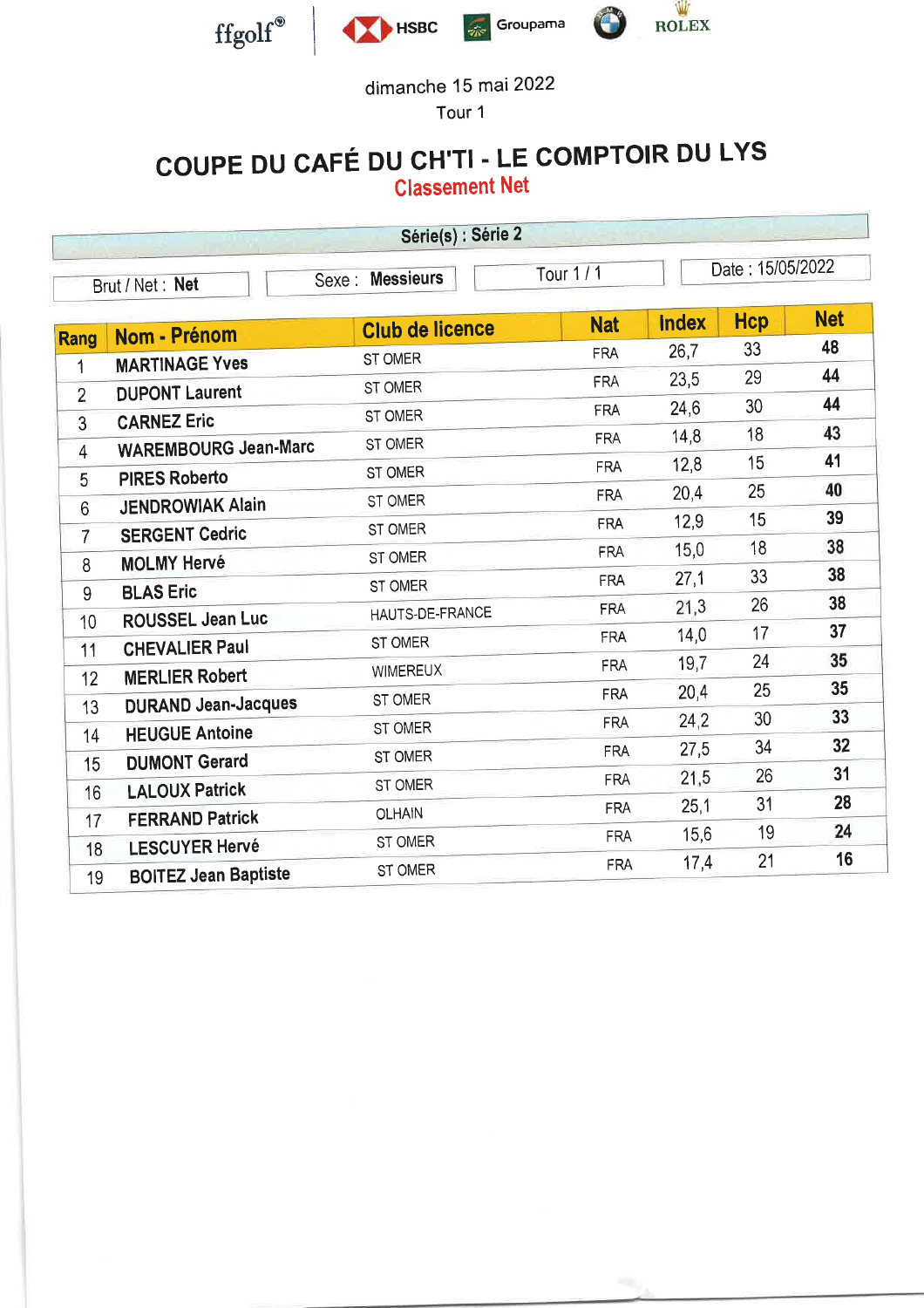ffgolf® | HSBC | Groupama | ROLEX

dimanche 15 mai 2022

Tour 1

# COUPE DU CAFÉ DU CH'TI - LE COMPTOIR DU LYS

## Classement Net

**Série(s) : Série 2**

| Brut / Net : **Net** | Sexe : **Messieurs** | Tour 1 / 1 | Date : 15/05/2022 |
|---|---|---|---|

| Rang | Nom - Prénom | Club de licence | Nat | Index | Hcp | Net |
|---|---|---|---|---|---|---|
| 1 | MARTINAGE Yves | ST OMER | FRA | 26,7 | 33 | **48** |
| 2 | DUPONT Laurent | ST OMER | FRA | 23,5 | 29 | **44** |
| 3 | CARNEZ Eric | ST OMER | FRA | 24,6 | 30 | **44** |
| 4 | WAREMBOURG Jean-Marc | ST OMER | FRA | 14,8 | 18 | **43** |
| 5 | PIRES Roberto | ST OMER | FRA | 12,8 | 15 | **41** |
| 6 | JENDROWIAK Alain | ST OMER | FRA | 20,4 | 25 | **40** |
| 7 | SERGENT Cedric | ST OMER | FRA | 12,9 | 15 | **39** |
| 8 | MOLMY Hervé | ST OMER | FRA | 15,0 | 18 | **38** |
| 9 | BLAS Eric | ST OMER | FRA | 27,1 | 33 | **38** |
| 10 | ROUSSEL Jean Luc | HAUTS-DE-FRANCE | FRA | 21,3 | 26 | **38** |
| 11 | CHEVALIER Paul | ST OMER | FRA | 14,0 | 17 | **37** |
| 12 | MERLIER Robert | WIMEREUX | FRA | 19,7 | 24 | **35** |
| 13 | DURAND Jean-Jacques | ST OMER | FRA | 20,4 | 25 | **35** |
| 14 | HEUGUE Antoine | ST OMER | FRA | 24,2 | 30 | **33** |
| 15 | DUMONT Gerard | ST OMER | FRA | 27,5 | 34 | **32** |
| 16 | LALOUX Patrick | ST OMER | FRA | 21,5 | 26 | **31** |
| 17 | FERRAND Patrick | OLHAIN | FRA | 25,1 | 31 | **28** |
| 18 | LESCUYER Hervé | ST OMER | FRA | 15,6 | 19 | **24** |
| 19 | BOITEZ Jean Baptiste | ST OMER | FRA | 17,4 | 21 | **16** |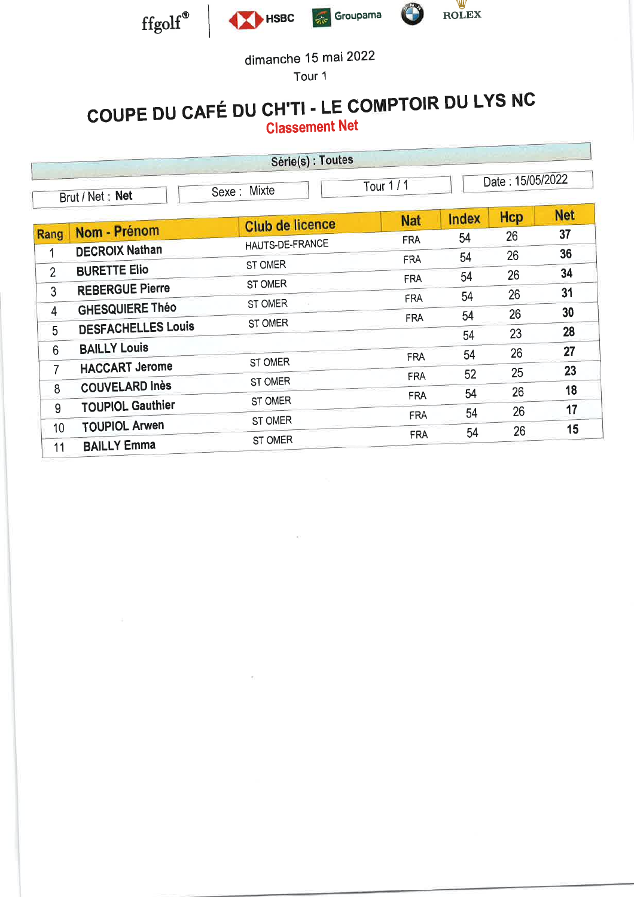ffgolf® | HSBC | Groupama | ROLEX

dimanche 15 mai 2022

Tour 1

# COUPE DU CAFÉ DU CH'TI - LE COMPTOIR DU LYS NC

## Classement Net

**Série(s) : Toutes**

Brut / Net : **Net** | Sexe : Mixte | Tour 1 / 1 | Date : 15/05/2022

| Rang | Nom - Prénom | Club de licence | Nat | Index | Hcp | Net |
|---|---|---|---|---|---|---|
| 1 | **DECROIX Nathan** | HAUTS-DE-FRANCE | FRA | 54 | 26 | **37** |
| 2 | **BURETTE Elio** | ST OMER | FRA | 54 | 26 | **36** |
| 3 | **REBERGUE Pierre** | ST OMER | FRA | 54 | 26 | **34** |
| 4 | **GHESQUIERE Théo** | ST OMER | FRA | 54 | 26 | **31** |
| 5 | **DESFACHELLES Louis** | ST OMER | FRA | 54 | 26 | **30** |
| 6 | **BAILLY Louis** | | | 54 | 23 | **28** |
| 7 | **HACCART Jerome** | ST OMER | FRA | 54 | 26 | **27** |
| 8 | **COUVELARD Inès** | ST OMER | FRA | 52 | 25 | **23** |
| 9 | **TOUPIOL Gauthier** | ST OMER | FRA | 54 | 26 | **18** |
| 10 | **TOUPIOL Arwen** | ST OMER | FRA | 54 | 26 | **17** |
| 11 | **BAILLY Emma** | ST OMER | FRA | 54 | 26 | **15** |